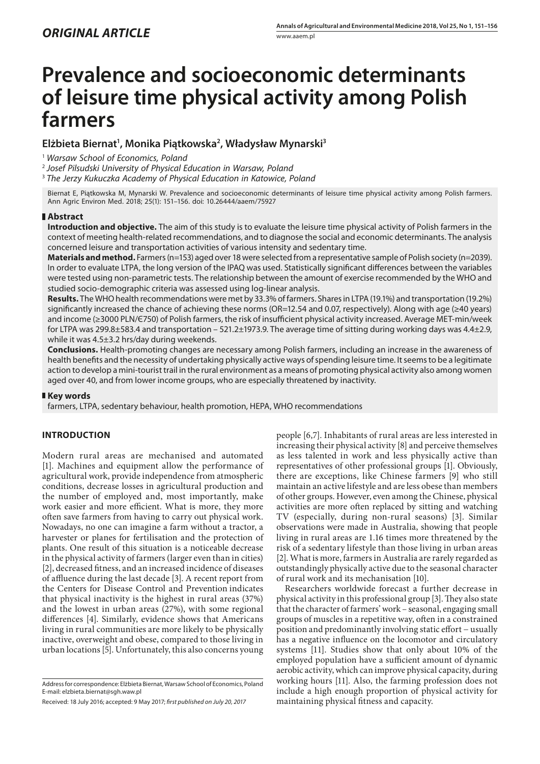*ORIGINAL ARTICLE*

# Prevalence and socioeconomic determinants of leisure time physical activity among Polish farmers

**Elżbieta Biernat[1], Monika Piątkowska[2], Władysław Mynarski[3]**

[1] *Warsaw School of Economics, Poland*
[2] *Josef Pilsudski University of Physical Education in Warsaw, Poland*
[3] *The Jerzy Kukuczka Academy of Physical Education in Katowice, Poland*

Biernat E, Piątkowska M, Mynarski W. Prevalence and socioeconomic determinants of leisure time physical activity among Polish farmers. Ann Agric Environ Med. 2018; 25(1): 151–156. doi: 10.26444/aaem/75927

## Abstract

**Introduction and objective.** The aim of this study is to evaluate the leisure time physical activity of Polish farmers in the context of meeting health-related recommendations, and to diagnose the social and economic determinants. The analysis concerned leisure and transportation activities of various intensity and sedentary time.

**Materials and method.** Farmers (n=153) aged over 18 were selected from a representative sample of Polish society (n=2039). In order to evaluate LTPA, the long version of the IPAQ was used. Statistically significant differences between the variables were tested using non-parametric tests. The relationship between the amount of exercise recommended by the WHO and studied socio-demographic criteria was assessed using log-linear analysis.

**Results.** The WHO health recommendations were met by 33.3% of farmers. Shares in LTPA (19.1%) and transportation (19.2%) significantly increased the chance of achieving these norms (OR=12.54 and 0.07, respectively). Along with age (≥40 years) and income (≥3000 PLN/€750) of Polish farmers, the risk of insufficient physical activity increased. Average MET-min/week for LTPA was 299.8±583.4 and transportation – 521.2±1973.9. The average time of sitting during working days was 4.4±2.9, while it was 4.5±3.2 hrs/day during weekends.

**Conclusions.** Health-promoting changes are necessary among Polish farmers, including an increase in the awareness of health benefits and the necessity of undertaking physically active ways of spending leisure time. It seems to be a legitimate action to develop a mini-tourist trail in the rural environment as a means of promoting physical activity also among women aged over 40, and from lower income groups, who are especially threatened by inactivity.

## Key words

farmers, LTPA, sedentary behaviour, health promotion, HEPA, WHO recommendations

## INTRODUCTION

Modern rural areas are mechanised and automated [1]. Machines and equipment allow the performance of agricultural work, provide independence from atmospheric conditions, decrease losses in agricultural production and the number of employed and, most importantly, make work easier and more efficient. What is more, they more often save farmers from having to carry out physical work. Nowadays, no one can imagine a farm without a tractor, a harvester or planes for fertilisation and the protection of plants. One result of this situation is a noticeable decrease in the physical activity of farmers (larger even than in cities) [2], decreased fitness, and an increased incidence of diseases of affluence during the last decade [3]. A recent report from the Centers for Disease Control and Prevention indicates that physical inactivity is the highest in rural areas (37%) and the lowest in urban areas (27%), with some regional differences [4]. Similarly, evidence shows that Americans living in rural communities are more likely to be physically inactive, overweight and obese, compared to those living in urban locations [5]. Unfortunately, this also concerns young people [6,7]. Inhabitants of rural areas are less interested in increasing their physical activity [8] and perceive themselves as less talented in work and less physically active than representatives of other professional groups [1]. Obviously, there are exceptions, like Chinese farmers [9] who still maintain an active lifestyle and are less obese than members of other groups. However, even among the Chinese, physical activities are more often replaced by sitting and watching TV (especially, during non-rural seasons) [3]. Similar observations were made in Australia, showing that people living in rural areas are 1.16 times more threatened by the risk of a sedentary lifestyle than those living in urban areas [2]. What is more, farmers in Australia are rarely regarded as outstandingly physically active due to the seasonal character of rural work and its mechanisation [10].

Researchers worldwide forecast a further decrease in physical activity in this professional group [3]. They also state that the character of farmers' work – seasonal, engaging small groups of muscles in a repetitive way, often in a constrained position and predominantly involving static effort – usually has a negative influence on the locomotor and circulatory systems [11]. Studies show that only about 10% of the employed population have a sufficient amount of dynamic aerobic activity, which can improve physical capacity, during working hours [11]. Also, the farming profession does not include a high enough proportion of physical activity for maintaining physical fitness and capacity.

Address for correspondence: Elżbieta Biernat, Warsaw School of Economics, Poland
E-mail: elzbieta.biernat@sgh.waw.pl

Received: 18 July 2016; accepted: 9 May 2017; *first published on July 20, 2017*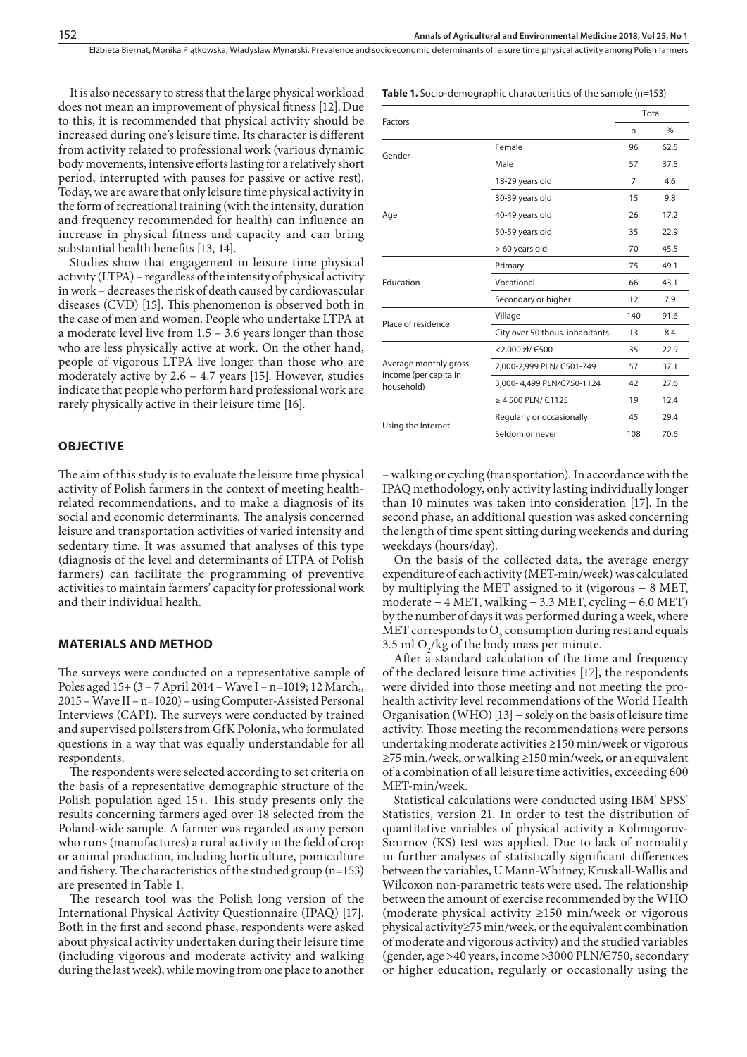It is also necessary to stress that the large physical workload does not mean an improvement of physical fitness [12]. Due to this, it is recommended that physical activity should be increased during one's leisure time. Its character is different from activity related to professional work (various dynamic body movements, intensive efforts lasting for a relatively short period, interrupted with pauses for passive or active rest). Today, we are aware that only leisure time physical activity in the form of recreational training (with the intensity, duration and frequency recommended for health) can influence an increase in physical fitness and capacity and can bring substantial health benefits [13, 14].

Studies show that engagement in leisure time physical activity (LTPA) – regardless of the intensity of physical activity in work – decreases the risk of death caused by cardiovascular diseases (CVD) [15]. This phenomenon is observed both in the case of men and women. People who undertake LTPA at a moderate level live from 1.5 – 3.6 years longer than those who are less physically active at work. On the other hand, people of vigorous LTPA live longer than those who are moderately active by 2.6 – 4.7 years [15]. However, studies indicate that people who perform hard professional work are rarely physically active in their leisure time [16].

## OBJECTIVE

The aim of this study is to evaluate the leisure time physical activity of Polish farmers in the context of meeting health-related recommendations, and to make a diagnosis of its social and economic determinants. The analysis concerned leisure and transportation activities of varied intensity and sedentary time. It was assumed that analyses of this type (diagnosis of the level and determinants of LTPA of Polish farmers) can facilitate the programming of preventive activities to maintain farmers' capacity for professional work and their individual health.

## MATERIALS AND METHOD

The surveys were conducted on a representative sample of Poles aged 15+ (3 – 7 April 2014 – Wave I – n=1019; 12 March,, 2015 – Wave II – n=1020) – using Computer-Assisted Personal Interviews (CAPI). The surveys were conducted by trained and supervised pollsters from GfK Polonia, who formulated questions in a way that was equally understandable for all respondents.

The respondents were selected according to set criteria on the basis of a representative demographic structure of the Polish population aged 15+. This study presents only the results concerning farmers aged over 18 selected from the Poland-wide sample. A farmer was regarded as any person who runs (manufactures) a rural activity in the field of crop or animal production, including horticulture, pomiculture and fishery. The characteristics of the studied group (n=153) are presented in Table 1.

**Table 1.** Socio-demographic characteristics of the sample (n=153)

| Factors | | Total | |
|---|---|---|---|
| | | n | % |
| Gender | Female | 96 | 62.5 |
| | Male | 57 | 37.5 |
| Age | 18-29 years old | 7 | 4.6 |
| | 30-39 years old | 15 | 9.8 |
| | 40-49 years old | 26 | 17.2 |
| | 50-59 years old | 35 | 22.9 |
| | > 60 years old | 70 | 45.5 |
| Education | Primary | 75 | 49.1 |
| | Vocational | 66 | 43.1 |
| | Secondary or higher | 12 | 7.9 |
| Place of residence | Village | 140 | 91.6 |
| | City over 50 thous. inhabitants | 13 | 8.4 |
| Average monthly gross income (per capita in household) | <2,000 zł/ €500 | 35 | 22.9 |
| | 2,000-2,999 PLN/ €501-749 | 57 | 37.1 |
| | 3,000- 4,499 PLN/€750-1124 | 42 | 27.6 |
| | ≥ 4,500 PLN/ €1125 | 19 | 12.4 |
| Using the Internet | Regularly or occasionally | 45 | 29.4 |
| | Seldom or never | 108 | 70.6 |

The research tool was the Polish long version of the International Physical Activity Questionnaire (IPAQ) [17]. Both in the first and second phase, respondents were asked about physical activity undertaken during their leisure time (including vigorous and moderate activity and walking during the last week), while moving from one place to another – walking or cycling (transportation). In accordance with the IPAQ methodology, only activity lasting individually longer than 10 minutes was taken into consideration [17]. In the second phase, an additional question was asked concerning the length of time spent sitting during weekends and during weekdays (hours/day).

On the basis of the collected data, the average energy expenditure of each activity (MET-min/week) was calculated by multiplying the MET assigned to it (vigorous – 8 MET, moderate – 4 MET, walking – 3.3 MET, cycling – 6.0 MET) by the number of days it was performed during a week, where MET corresponds to $O_2$ consumption during rest and equals 3.5 ml $O_2$/kg of the body mass per minute.

After a standard calculation of the time and frequency of the declared leisure time activities [17], the respondents were divided into those meeting and not meeting the pro-health activity level recommendations of the World Health Organisation (WHO) [13] – solely on the basis of leisure time activity. Those meeting the recommendations were persons undertaking moderate activities ≥150 min/week or vigorous ≥75 min./week, or walking ≥150 min/week, or an equivalent of a combination of all leisure time activities, exceeding 600 MET-min/week.

Statistical calculations were conducted using IBM® SPSS® Statistics, version 21. In order to test the distribution of quantitative variables of physical activity a Kolmogorov-Smirnov (KS) test was applied. Due to lack of normality in further analyses of statistically significant differences between the variables, U Mann-Whitney, Kruskall-Wallis and Wilcoxon non-parametric tests were used. The relationship between the amount of exercise recommended by the WHO (moderate physical activity ≥150 min/week or vigorous physical activity≥75 min/week, or the equivalent combination of moderate and vigorous activity) and the studied variables (gender, age >40 years, income >3000 PLN/€750, secondary or higher education, regularly or occasionally using the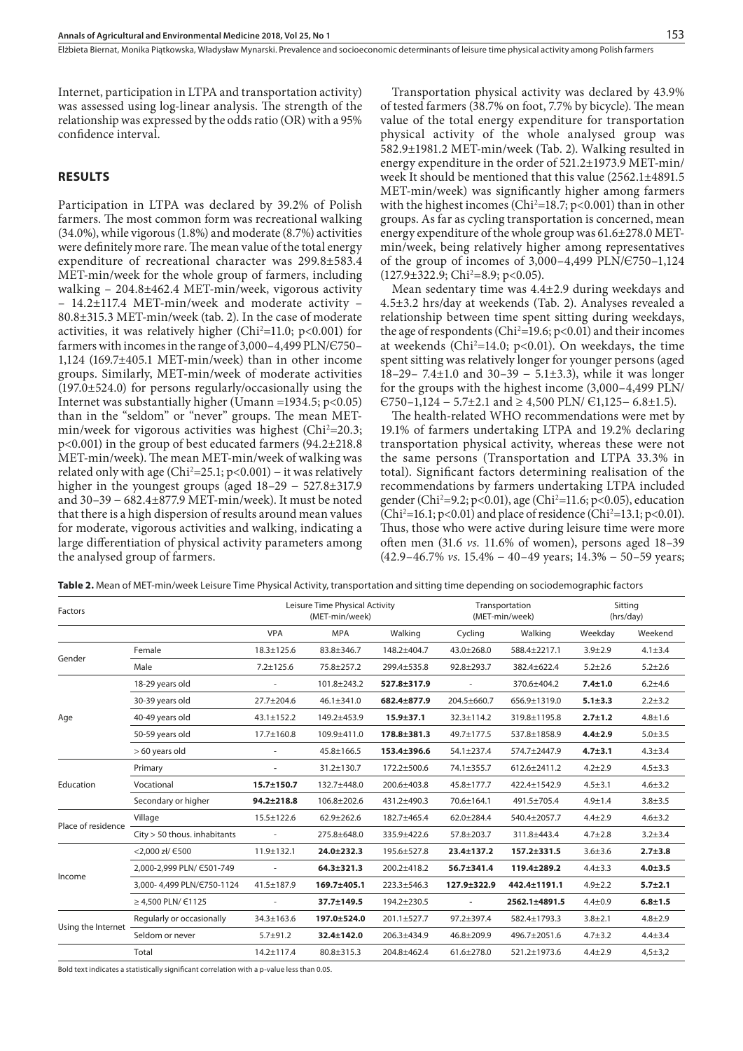Internet, participation in LTPA and transportation activity) was assessed using log-linear analysis. The strength of the relationship was expressed by the odds ratio (OR) with a 95% confidence interval.

## RESULTS

Participation in LTPA was declared by 39.2% of Polish farmers. The most common form was recreational walking (34.0%), while vigorous (1.8%) and moderate (8.7%) activities were definitely more rare. The mean value of the total energy expenditure of recreational character was 299.8±583.4 MET-min/week for the whole group of farmers, including walking – 204.8±462.4 MET-min/week, vigorous activity – 14.2±117.4 MET-min/week and moderate activity – 80.8±315.3 MET-min/week (tab. 2). In the case of moderate activities, it was relatively higher ($Chi^2$=11.0; p<0.001) for farmers with incomes in the range of 3,000–4,499 PLN/€750–1,124 (169.7±405.1 MET-min/week) than in other income groups. Similarly, MET-min/week of moderate activities (197.0±524.0) for persons regularly/occasionally using the Internet was substantially higher (Umann =1934.5; p<0.05) than in the "seldom" or "never" groups. The mean MET-min/week for vigorous activities was highest ($Chi^2$=20.3; p<0.001) in the group of best educated farmers (94.2±218.8 MET-min/week). The mean MET-min/week of walking was related only with age ($Chi^2$=25.1; p<0.001) – it was relatively higher in the youngest groups (aged 18–29 – 527.8±317.9 and 30–39 – 682.4±877.9 MET-min/week). It must be noted that there is a high dispersion of results around mean values for moderate, vigorous activities and walking, indicating a large differentiation of physical activity parameters among the analysed group of farmers.

Transportation physical activity was declared by 43.9% of tested farmers (38.7% on foot, 7.7% by bicycle). The mean value of the total energy expenditure for transportation physical activity of the whole analysed group was 582.9±1981.2 MET-min/week (Tab. 2). Walking resulted in energy expenditure in the order of 521.2±1973.9 MET-min/week It should be mentioned that this value (2562.1±4891.5 MET-min/week) was significantly higher among farmers with the highest incomes ($Chi^2$=18.7; p<0.001) than in other groups. As far as cycling transportation is concerned, mean energy expenditure of the whole group was 61.6±278.0 MET-min/week, being relatively higher among representatives of the group of incomes of 3,000–4,499 PLN/€750–1,124 (127.9±322.9; $Chi^2$=8.9; p<0.05).

Mean sedentary time was 4.4±2.9 during weekdays and 4.5±3.2 hrs/day at weekends (Tab. 2). Analyses revealed a relationship between time spent sitting during weekdays, the age of respondents ($Chi^2$=19.6; p<0.01) and their incomes at weekends ($Chi^2$=14.0; p<0.01). On weekdays, the time spent sitting was relatively longer for younger persons (aged 18–29– 7.4±1.0 and 30–39 – 5.1±3.3), while it was longer for the groups with the highest income (3,000–4,499 PLN/€750–1,124 – 5.7±2.1 and ≥ 4,500 PLN/ €1,125– 6.8±1.5).

The health-related WHO recommendations were met by 19.1% of farmers undertaking LTPA and 19.2% declaring transportation physical activity, whereas these were not the same persons (Transportation and LTPA 33.3% in total). Significant factors determining realisation of the recommendations by farmers undertaking LTPA included gender ($Chi^2$=9.2; p<0.01), age ($Chi^2$=11.6; p<0.05), education ($Chi^2$=16.1; p<0.01) and place of residence ($Chi^2$=13.1; p<0.01). Thus, those who were active during leisure time were more often men (31.6 *vs.* 11.6% of women), persons aged 18–39 (42.9–46.7% *vs.* 15.4% – 40–49 years; 14.3% – 50–59 years;

**Table 2.** Mean of MET-min/week Leisure Time Physical Activity, transportation and sitting time depending on sociodemographic factors

| Factors | | Leisure Time Physical Activity (MET-min/week) | | | Transportation (MET-min/week) | | Sitting (hrs/day) | |
|---|---|---|---|---|---|---|---|---|
| | | VPA | MPA | Walking | Cycling | Walking | Weekday | Weekend |
| Gender | Female | 18.3±125.6 | 83.8±346.7 | 148.2±404.7 | 43.0±268.0 | 588.4±2217.1 | 3.9±2.9 | 4.1±3.4 |
| | Male | 7.2±125.6 | 75.8±257.2 | 299.4±535.8 | 92.8±293.7 | 382.4±622.4 | 5.2±2.6 | 5.2±2.6 |
| Age | 18-29 years old | - | 101.8±243.2 | **527.8±317.9** | - | 370.6±404.2 | **7.4±1.0** | 6.2±4.6 |
| | 30-39 years old | 27.7±204.6 | 46.1±341.0 | **682.4±877.9** | 204.5±660.7 | 656.9±1319.0 | **5.1±3.3** | 2.2±3.2 |
| | 40-49 years old | 43.1±152.2 | 149.2±453.9 | **15.9±37.1** | 32.3±114.2 | 319.8±1195.8 | **2.7±1.2** | 4.8±1.6 |
| | 50-59 years old | 17.7±160.8 | 109.9±411.0 | **178.8±381.3** | 49.7±177.5 | 537.8±1858.9 | **4.4±2.9** | 5.0±3.5 |
| | > 60 years old | - | 45.8±166.5 | **153.4±396.6** | 54.1±237.4 | 574.7±2447.9 | **4.7±3.1** | 4.3±3.4 |
| Education | Primary | - | 31.2±130.7 | 172.2±500.6 | 74.1±355.7 | 612.6±2411.2 | 4.2±2.9 | 4.5±3.3 |
| | Vocational | **15.7±150.7** | 132.7±448.0 | 200.6±403.8 | 45.8±177.7 | 422.4±1542.9 | 4.5±3.1 | 4.6±3.2 |
| | Secondary or higher | **94.2±218.8** | 106.8±202.6 | 431.2±490.3 | 70.6±164.1 | 491.5±705.4 | 4.9±1.4 | 3.8±3.5 |
| Place of residence | Village | 15.5±122.6 | 62.9±262.6 | 182.7±465.4 | 62.0±284.4 | 540.4±2057.7 | 4.4±2.9 | 4.6±3.2 |
| | City > 50 thous. inhabitants | - | 275.8±648.0 | 335.9±422.6 | 57.8±203.7 | 311.8±443.4 | 4.7±2.8 | 3.2±3.4 |
| Income | <2,000 zł/ €500 | 11.9±132.1 | **24.0±232.3** | 195.6±527.8 | **23.4±137.2** | **157.2±331.5** | 3.6±3.6 | **2.7±3.8** |
| | 2,000-2,999 PLN/ €501-749 | - | **64.3±321.3** | 200.2±418.2 | **56.7±341.4** | **119.4±289.2** | 4.4±3.3 | **4.0±3.5** |
| | 3,000- 4,499 PLN/€750-1124 | 41.5±187.9 | **169.7±405.1** | 223.3±546.3 | **127.9±322.9** | **442.4±1191.1** | 4.9±2.2 | **5.7±2.1** |
| | ≥ 4,500 PLN/ €1125 | - | **37.7±149.5** | 194.2±230.5 | - | **2562.1±4891.5** | 4.4±0.9 | **6.8±1.5** |
| Using the Internet | Regularly or occasionally | 34.3±163.6 | **197.0±524.0** | 201.1±527.7 | 97.2±397.4 | 582.4±1793.3 | 3.8±2.1 | 4.8±2.9 |
| | Seldom or never | 5.7±91.2 | **32.4±142.0** | 206.3±434.9 | 46.8±209.9 | 496.7±2051.6 | 4.7±3.2 | 4.4±3.4 |
| | Total | 14.2±117.4 | 80.8±315.3 | 204.8±462.4 | 61.6±278.0 | 521.2±1973.6 | 4.4±2.9 | 4,5±3,2 |

Bold text indicates a statistically significant correlation with a p-value less than 0.05.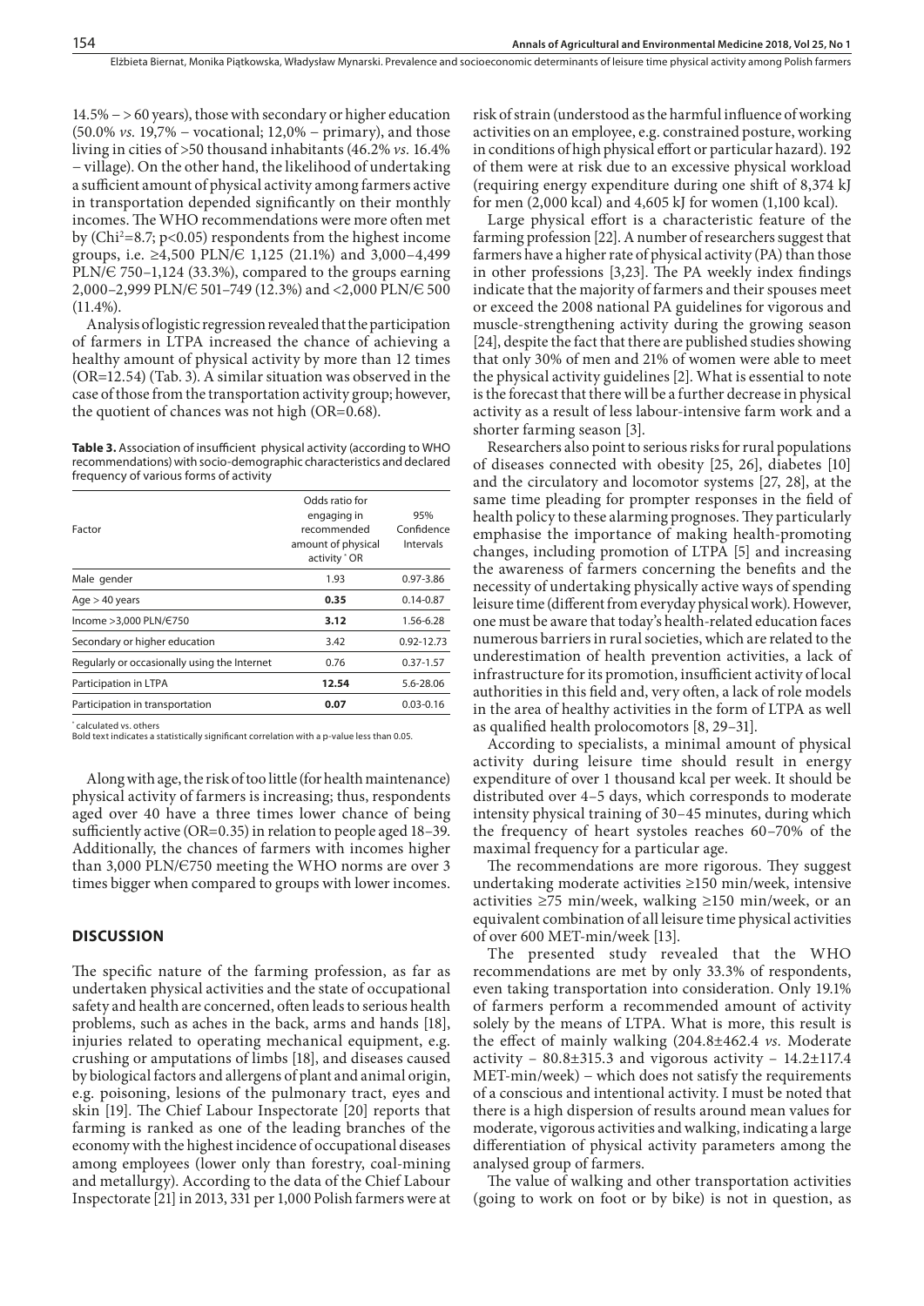14.5% – > 60 years), those with secondary or higher education (50.0% *vs.* 19,7% – vocational; 12,0% – primary), and those living in cities of >50 thousand inhabitants (46.2% *vs.* 16.4% – village). On the other hand, the likelihood of undertaking a sufficient amount of physical activity among farmers active in transportation depended significantly on their monthly incomes. The WHO recommendations were more often met by ($Chi^2$=8.7; $p<0.05$) respondents from the highest income groups, i.e. ≥4,500 PLN/€ 1,125 (21.1%) and 3,000–4,499 PLN/€ 750–1,124 (33.3%), compared to the groups earning 2,000–2,999 PLN/€ 501–749 (12.3%) and <2,000 PLN/€ 500 (11.4%).

Analysis of logistic regression revealed that the participation of farmers in LTPA increased the chance of achieving a healthy amount of physical activity by more than 12 times (OR=12.54) (Tab. 3). A similar situation was observed in the case of those from the transportation activity group; however, the quotient of chances was not high (OR=0.68).

**Table 3.** Association of insufficient physical activity (according to WHO recommendations) with socio-demographic characteristics and declared frequency of various forms of activity

| Factor | Odds ratio for engaging in recommended amount of physical activity * OR | 95% Confidence Intervals |
|---|---|---|
| Male gender | 1.93 | 0.97-3.86 |
| Age > 40 years | **0.35** | 0.14-0.87 |
| Income >3,000 PLN/€750 | **3.12** | 1.56-6.28 |
| Secondary or higher education | 3.42 | 0.92-12.73 |
| Regularly or occasionally using the Internet | 0.76 | 0.37-1.57 |
| Participation in LTPA | **12.54** | 5.6-28.06 |
| Participation in transportation | **0.07** | 0.03-0.16 |

* calculated vs. others
Bold text indicates a statistically significant correlation with a p-value less than 0.05.

Along with age, the risk of too little (for health maintenance) physical activity of farmers is increasing; thus, respondents aged over 40 have a three times lower chance of being sufficiently active (OR=0.35) in relation to people aged 18–39. Additionally, the chances of farmers with incomes higher than 3,000 PLN/€750 meeting the WHO norms are over 3 times bigger when compared to groups with lower incomes.

## DISCUSSION

The specific nature of the farming profession, as far as undertaken physical activities and the state of occupational safety and health are concerned, often leads to serious health problems, such as aches in the back, arms and hands [18], injuries related to operating mechanical equipment, e.g. crushing or amputations of limbs [18], and diseases caused by biological factors and allergens of plant and animal origin, e.g. poisoning, lesions of the pulmonary tract, eyes and skin [19]. The Chief Labour Inspectorate [20] reports that farming is ranked as one of the leading branches of the economy with the highest incidence of occupational diseases among employees (lower only than forestry, coal-mining and metallurgy). According to the data of the Chief Labour Inspectorate [21] in 2013, 331 per 1,000 Polish farmers were at risk of strain (understood as the harmful influence of working activities on an employee, e.g. constrained posture, working in conditions of high physical effort or particular hazard). 192 of them were at risk due to an excessive physical workload (requiring energy expenditure during one shift of 8,374 kJ for men (2,000 kcal) and 4,605 kJ for women (1,100 kcal).

Large physical effort is a characteristic feature of the farming profession [22]. A number of researchers suggest that farmers have a higher rate of physical activity (PA) than those in other professions [3,23]. The PA weekly index findings indicate that the majority of farmers and their spouses meet or exceed the 2008 national PA guidelines for vigorous and muscle-strengthening activity during the growing season [24], despite the fact that there are published studies showing that only 30% of men and 21% of women were able to meet the physical activity guidelines [2]. What is essential to note is the forecast that there will be a further decrease in physical activity as a result of less labour-intensive farm work and a shorter farming season [3].

Researchers also point to serious risks for rural populations of diseases connected with obesity [25, 26], diabetes [10] and the circulatory and locomotor systems [27, 28], at the same time pleading for prompter responses in the field of health policy to these alarming prognoses. They particularly emphasise the importance of making health-promoting changes, including promotion of LTPA [5] and increasing the awareness of farmers concerning the benefits and the necessity of undertaking physically active ways of spending leisure time (different from everyday physical work). However, one must be aware that today's health-related education faces numerous barriers in rural societies, which are related to the underestimation of health prevention activities, a lack of infrastructure for its promotion, insufficient activity of local authorities in this field and, very often, a lack of role models in the area of healthy activities in the form of LTPA as well as qualified health prolocomotors [8, 29–31].

According to specialists, a minimal amount of physical activity during leisure time should result in energy expenditure of over 1 thousand kcal per week. It should be distributed over 4–5 days, which corresponds to moderate intensity physical training of 30–45 minutes, during which the frequency of heart systoles reaches 60–70% of the maximal frequency for a particular age.

The recommendations are more rigorous. They suggest undertaking moderate activities ≥150 min/week, intensive activities ≥75 min/week, walking ≥150 min/week, or an equivalent combination of all leisure time physical activities of over 600 MET-min/week [13].

The presented study revealed that the WHO recommendations are met by only 33.3% of respondents, even taking transportation into consideration. Only 19.1% of farmers perform a recommended amount of activity solely by the means of LTPA. What is more, this result is the effect of mainly walking (204.8±462.4 *vs.* Moderate activity – 80.8±315.3 and vigorous activity – 14.2±117.4 MET-min/week) – which does not satisfy the requirements of a conscious and intentional activity. I must be noted that there is a high dispersion of results around mean values for moderate, vigorous activities and walking, indicating a large differentiation of physical activity parameters among the analysed group of farmers.

The value of walking and other transportation activities (going to work on foot or by bike) is not in question, as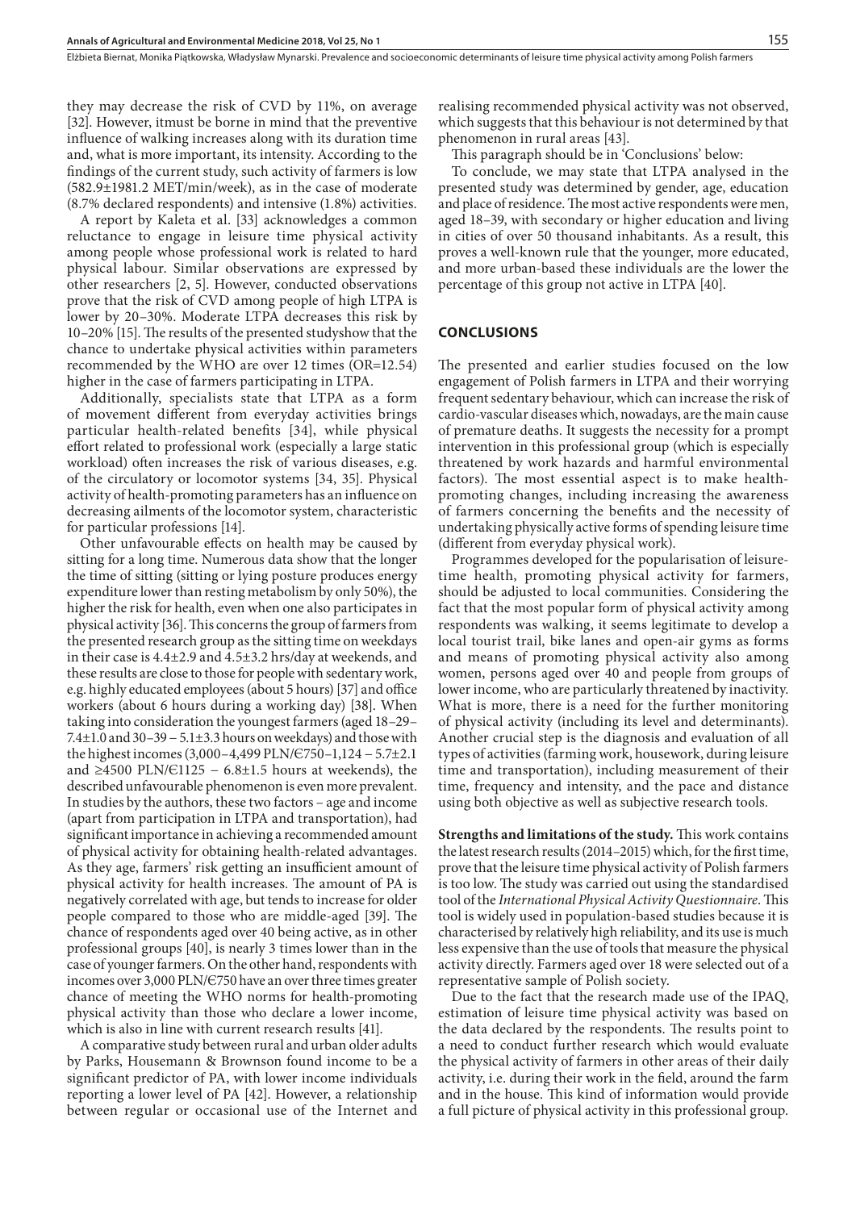they may decrease the risk of CVD by 11%, on average [32]. However, itmust be borne in mind that the preventive influence of walking increases along with its duration time and, what is more important, its intensity. According to the findings of the current study, such activity of farmers is low (582.9±1981.2 MET/min/week), as in the case of moderate (8.7% declared respondents) and intensive (1.8%) activities.

A report by Kaleta et al. [33] acknowledges a common reluctance to engage in leisure time physical activity among people whose professional work is related to hard physical labour. Similar observations are expressed by other researchers [2, 5]. However, conducted observations prove that the risk of CVD among people of high LTPA is lower by 20–30%. Moderate LTPA decreases this risk by 10–20% [15]. The results of the presented studyshow that the chance to undertake physical activities within parameters recommended by the WHO are over 12 times (OR=12.54) higher in the case of farmers participating in LTPA.

Additionally, specialists state that LTPA as a form of movement different from everyday activities brings particular health-related benefits [34], while physical effort related to professional work (especially a large static workload) often increases the risk of various diseases, e.g. of the circulatory or locomotor systems [34, 35]. Physical activity of health-promoting parameters has an influence on decreasing ailments of the locomotor system, characteristic for particular professions [14].

Other unfavourable effects on health may be caused by sitting for a long time. Numerous data show that the longer the time of sitting (sitting or lying posture produces energy expenditure lower than resting metabolism by only 50%), the higher the risk for health, even when one also participates in physical activity [36]. This concerns the group of farmers from the presented research group as the sitting time on weekdays in their case is 4.4±2.9 and 4.5±3.2 hrs/day at weekends, and these results are close to those for people with sedentary work, e.g. highly educated employees (about 5 hours) [37] and office workers (about 6 hours during a working day) [38]. When taking into consideration the youngest farmers (aged 18–29– 7.4±1.0 and 30–39 – 5.1±3.3 hours on weekdays) and those with the highest incomes (3,000–4,499 PLN/€750–1,124 – 5.7±2.1 and ≥4500 PLN/€1125 – 6.8±1.5 hours at weekends), the described unfavourable phenomenon is even more prevalent. In studies by the authors, these two factors – age and income (apart from participation in LTPA and transportation), had significant importance in achieving a recommended amount of physical activity for obtaining health-related advantages. As they age, farmers' risk getting an insufficient amount of physical activity for health increases. The amount of PA is negatively correlated with age, but tends to increase for older people compared to those who are middle-aged [39]. The chance of respondents aged over 40 being active, as in other professional groups [40], is nearly 3 times lower than in the case of younger farmers. On the other hand, respondents with incomes over 3,000 PLN/€750 have an over three times greater chance of meeting the WHO norms for health-promoting physical activity than those who declare a lower income, which is also in line with current research results [41].

A comparative study between rural and urban older adults by Parks, Housemann & Brownson found income to be a significant predictor of PA, with lower income individuals reporting a lower level of PA [42]. However, a relationship between regular or occasional use of the Internet and realising recommended physical activity was not observed, which suggests that this behaviour is not determined by that phenomenon in rural areas [43].

This paragraph should be in 'Conclusions' below:

To conclude, we may state that LTPA analysed in the presented study was determined by gender, age, education and place of residence. The most active respondents were men, aged 18–39, with secondary or higher education and living in cities of over 50 thousand inhabitants. As a result, this proves a well-known rule that the younger, more educated, and more urban-based these individuals are the lower the percentage of this group not active in LTPA [40].

## CONCLUSIONS

The presented and earlier studies focused on the low engagement of Polish farmers in LTPA and their worrying frequent sedentary behaviour, which can increase the risk of cardio-vascular diseases which, nowadays, are the main cause of premature deaths. It suggests the necessity for a prompt intervention in this professional group (which is especially threatened by work hazards and harmful environmental factors). The most essential aspect is to make health-promoting changes, including increasing the awareness of farmers concerning the benefits and the necessity of undertaking physically active forms of spending leisure time (different from everyday physical work).

Programmes developed for the popularisation of leisure-time health, promoting physical activity for farmers, should be adjusted to local communities. Considering the fact that the most popular form of physical activity among respondents was walking, it seems legitimate to develop a local tourist trail, bike lanes and open-air gyms as forms and means of promoting physical activity also among women, persons aged over 40 and people from groups of lower income, who are particularly threatened by inactivity. What is more, there is a need for the further monitoring of physical activity (including its level and determinants). Another crucial step is the diagnosis and evaluation of all types of activities (farming work, housework, during leisure time and transportation), including measurement of their time, frequency and intensity, and the pace and distance using both objective as well as subjective research tools.

**Strengths and limitations of the study.** This work contains the latest research results (2014–2015) which, for the first time, prove that the leisure time physical activity of Polish farmers is too low. The study was carried out using the standardised tool of the *International Physical Activity Questionnaire*. This tool is widely used in population-based studies because it is characterised by relatively high reliability, and its use is much less expensive than the use of tools that measure the physical activity directly. Farmers aged over 18 were selected out of a representative sample of Polish society.

Due to the fact that the research made use of the IPAQ, estimation of leisure time physical activity was based on the data declared by the respondents. The results point to a need to conduct further research which would evaluate the physical activity of farmers in other areas of their daily activity, i.e. during their work in the field, around the farm and in the house. This kind of information would provide a full picture of physical activity in this professional group.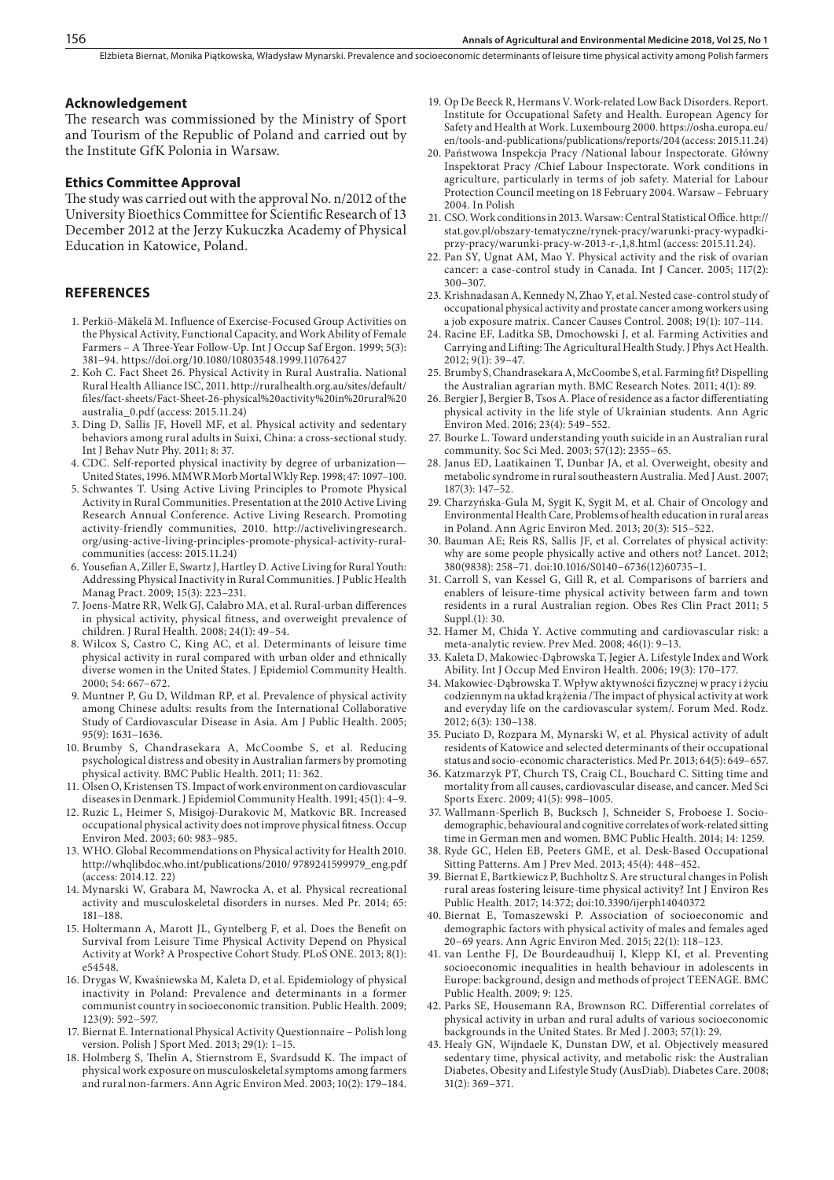## Acknowledgement

The research was commissioned by the Ministry of Sport and Tourism of the Republic of Poland and carried out by the Institute GfK Polonia in Warsaw.

## Ethics Committee Approval

The study was carried out with the approval No. n/2012 of the University Bioethics Committee for Scientific Research of 13 December 2012 at the Jerzy Kukuczka Academy of Physical Education in Katowice, Poland.

## REFERENCES

1. Perkiö-Mäkelä M. Influence of Exercise-Focused Group Activities on the Physical Activity, Functional Capacity, and Work Ability of Female Farmers – A Three-Year Follow-Up. Int J Occup Saf Ergon. 1999; 5(3): 381–94. https://doi.org/10.1080/10803548.1999.11076427
2. Koh C. Fact Sheet 26. Physical Activity in Rural Australia. National Rural Health Alliance ISC, 2011. http://ruralhealth.org.au/sites/default/files/fact-sheets/Fact-Sheet-26-physical%20activity%20in%20rural%20australia_0.pdf (access: 2015.11.24)
3. Ding D, Sallis JF, Hovell MF, et al. Physical activity and sedentary behaviors among rural adults in Suixi, China: a cross-sectional study. Int J Behav Nutr Phy. 2011; 8: 37.
4. CDC. Self-reported physical inactivity by degree of urbanization—United States, 1996. MMWR Morb Mortal Wkly Rep. 1998; 47: 1097–100.
5. Schwantes T. Using Active Living Principles to Promote Physical Activity in Rural Communities. Presentation at the 2010 Active Living Research Annual Conference. Active Living Research. Promoting activity-friendly communities, 2010. http://activelivingresearch.org/using-active-living-principles-promote-physical-activity-rural-communities (access: 2015.11.24)
6. Yousefian A, Ziller E, Swartz J, Hartley D. Active Living for Rural Youth: Addressing Physical Inactivity in Rural Communities. J Public Health Manag Pract. 2009; 15(3): 223–231.
7. Joens-Matre RR, Welk GJ, Calabro MA, et al. Rural-urban differences in physical activity, physical fitness, and overweight prevalence of children. J Rural Health. 2008; 24(1): 49–54.
8. Wilcox S, Castro C, King AC, et al. Determinants of leisure time physical activity in rural compared with urban older and ethnically diverse women in the United States. J Epidemiol Community Health. 2000; 54: 667–672.
9. Muntner P, Gu D, Wildman RP, et al. Prevalence of physical activity among Chinese adults: results from the International Collaborative Study of Cardiovascular Disease in Asia. Am J Public Health. 2005; 95(9): 1631–1636.
10. Brumby S, Chandrasekara A, McCoombe S, et al. Reducing psychological distress and obesity in Australian farmers by promoting physical activity. BMC Public Health. 2011; 11: 362.
11. Olsen O, Kristensen TS. Impact of work environment on cardiovascular diseases in Denmark. J Epidemiol Community Health. 1991; 45(1): 4–9.
12. Ruzic L, Heimer S, Misigoj-Durakovic M, Matkovic BR. Increased occupational physical activity does not improve physical fitness. Occup Environ Med. 2003; 60: 983–985.
13. WHO. Global Recommendations on Physical activity for Health 2010. http://whqlibdoc.who.int/publications/2010/ 9789241599979_eng.pdf (access: 2014.12. 22)
14. Mynarski W, Grabara M, Nawrocka A, et al. Physical recreational activity and musculoskeletal disorders in nurses. Med Pr. 2014; 65: 181–188.
15. Holtermann A, Marott JL, Gyntelberg F, et al. Does the Benefit on Survival from Leisure Time Physical Activity Depend on Physical Activity at Work? A Prospective Cohort Study. PLoS ONE. 2013; 8(1): e54548.
16. Drygas W, Kwaśniewska M, Kaleta D, et al. Epidemiology of physical inactivity in Poland: Prevalence and determinants in a former communist country in socioeconomic transition. Public Health. 2009; 123(9): 592–597.
17. Biernat E. International Physical Activity Questionnaire – Polish long version. Polish J Sport Med. 2013; 29(1): 1–15.
18. Holmberg S, Thelin A, Stiernstrom E, Svardsudd K. The impact of physical work exposure on musculoskeletal symptoms among farmers and rural non-farmers. Ann Agric Environ Med. 2003; 10(2): 179–184.
19. Op De Beeck R, Hermans V. Work-related Low Back Disorders. Report. Institute for Occupational Safety and Health. European Agency for Safety and Health at Work. Luxembourg 2000. https://osha.europa.eu/en/tools-and-publications/publications/reports/204 (access: 2015.11.24)
20. Państwowa Inspekcja Pracy /National labour Inspectorate. Główny Inspektorat Pracy /Chief Labour Inspectorate. Work conditions in agriculture, particularly in terms of job safety. Material for Labour Protection Council meeting on 18 February 2004. Warsaw – February 2004. In Polish
21. CSO. Work conditions in 2013. Warsaw: Central Statistical Office. http://stat.gov.pl/obszary-tematyczne/rynek-pracy/warunki-pracy-wypadki-przy-pracy/warunki-pracy-w-2013-r-,1,8.html (access: 2015.11.24).
22. Pan SY, Ugnat AM, Mao Y. Physical activity and the risk of ovarian cancer: a case-control study in Canada. Int J Cancer. 2005; 117(2): 300–307.
23. Krishnadasan A, Kennedy N, Zhao Y, et al. Nested case-control study of occupational physical activity and prostate cancer among workers using a job exposure matrix. Cancer Causes Control. 2008; 19(1): 107–114.
24. Racine EF, Laditka SB, Dmochowski J, et al. Farming Activities and Carrying and Lifting: The Agricultural Health Study. J Phys Act Health. 2012; 9(1): 39–47.
25. Brumby S, Chandrasekara A, McCoombe S, et al. Farming fit? Dispelling the Australian agrarian myth. BMC Research Notes. 2011; 4(1): 89.
26. Bergier J, Bergier B, Tsos A. Place of residence as a factor differentiating physical activity in the life style of Ukrainian students. Ann Agric Environ Med. 2016; 23(4): 549–552.
27. Bourke L. Toward understanding youth suicide in an Australian rural community. Soc Sci Med. 2003; 57(12): 2355–65.
28. Janus ED, Laatikainen T, Dunbar JA, et al. Overweight, obesity and metabolic syndrome in rural southeastern Australia. Med J Aust. 2007; 187(3): 147–52.
29. Charzyńska-Gula M, Sygit K, Sygit M, et al. Chair of Oncology and Environmental Health Care, Problems of health education in rural areas in Poland. Ann Agric Environ Med. 2013; 20(3): 515–522.
30. Bauman AE; Reis RS, Sallis JF, et al. Correlates of physical activity: why are some people physically active and others not? Lancet. 2012; 380(9838): 258–71. doi:10.1016/S0140–6736(12)60735–1.
31. Carroll S, van Kessel G, Gill R, et al. Comparisons of barriers and enablers of leisure-time physical activity between farm and town residents in a rural Australian region. Obes Res Clin Pract 2011; 5 Suppl.(1): 30.
32. Hamer M, Chida Y. Active commuting and cardiovascular risk: a meta-analytic review. Prev Med. 2008; 46(1): 9–13.
33. Kaleta D, Makowiec-Dąbrowska T, Jegier A. Lifestyle Index and Work Ability. Int J Occup Med Environ Health. 2006; 19(3): 170–177.
34. Makowiec-Dąbrowska T. Wpływ aktywności fizycznej w pracy i życiu codziennym na układ krążenia /The impact of physical activity at work and everyday life on the cardiovascular system/. Forum Med. Rodz. 2012; 6(3): 130–138.
35. Puciato D, Rozpara M, Mynarski W, et al. Physical activity of adult residents of Katowice and selected determinants of their occupational status and socio-economic characteristics. Med Pr. 2013; 64(5): 649–657.
36. Katzmarzyk PT, Church TS, Craig CL, Bouchard C. Sitting time and mortality from all causes, cardiovascular disease, and cancer. Med Sci Sports Exerc. 2009; 41(5): 998–1005.
37. Wallmann-Sperlich B, Bucksch J, Schneider S, Froboese I. Socio-demographic, behavioural and cognitive correlates of work-related sitting time in German men and women. BMC Public Health. 2014; 14: 1259.
38. Ryde GC, Helen EB, Peeters GME, et al. Desk-Based Occupational Sitting Patterns. Am J Prev Med. 2013; 45(4): 448–452.
39. Biernat E, Bartkiewicz P, Buchholtz S. Are structural changes in Polish rural areas fostering leisure-time physical activity? Int J Environ Res Public Health. 2017; 14:372; doi:10.3390/ijerph14040372
40. Biernat E, Tomaszewski P. Association of socioeconomic and demographic factors with physical activity of males and females aged 20–69 years. Ann Agric Environ Med. 2015; 22(1): 118–123.
41. van Lenthe FJ, De Bourdeaudhuij I, Klepp KI, et al. Preventing socioeconomic inequalities in health behaviour in adolescents in Europe: background, design and methods of project TEENAGE. BMC Public Health. 2009; 9: 125.
42. Parks SE, Housemann RA, Brownson RC. Differential correlates of physical activity in urban and rural adults of various socioeconomic backgrounds in the United States. Br Med J. 2003; 57(1): 29.
43. Healy GN, Wijndaele K, Dunstan DW, et al. Objectively measured sedentary time, physical activity, and metabolic risk: the Australian Diabetes, Obesity and Lifestyle Study (AusDiab). Diabetes Care. 2008; 31(2): 369–371.